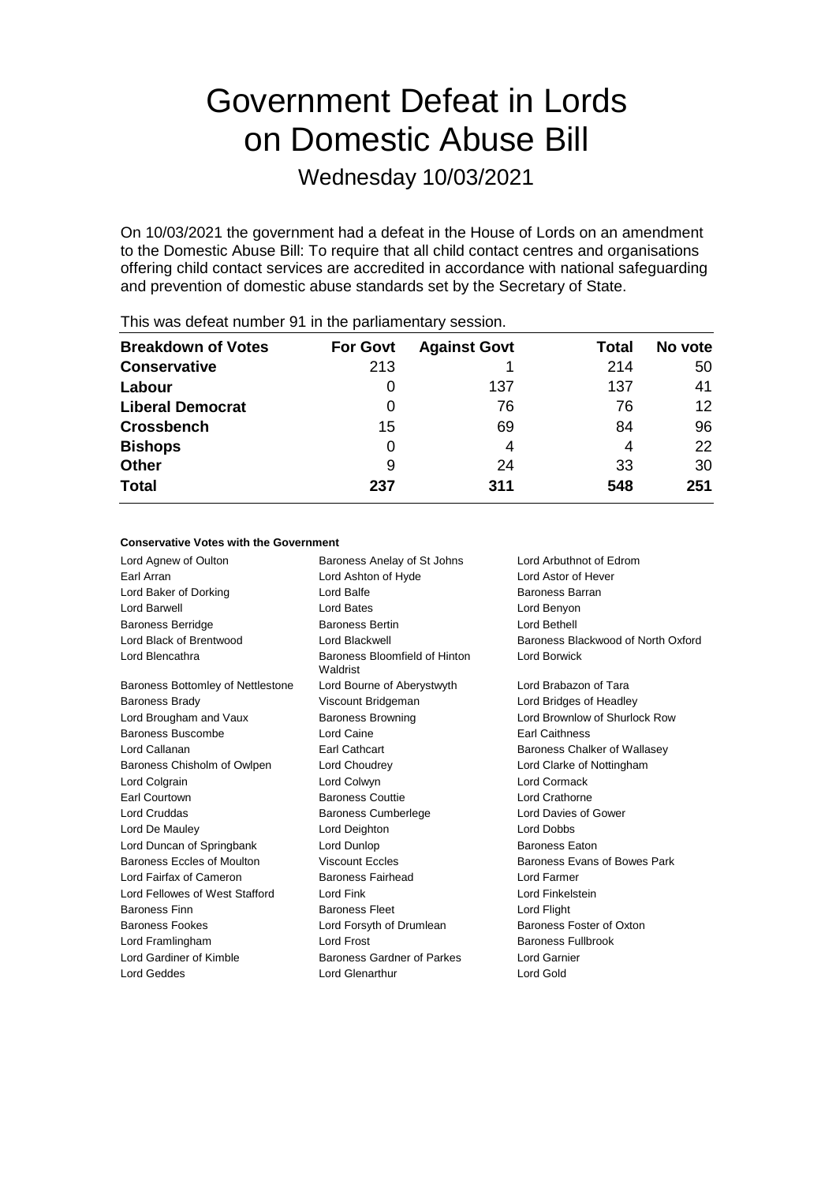# Government Defeat in Lords on Domestic Abuse Bill

## Wednesday 10/03/2021

On 10/03/2021 the government had a defeat in the House of Lords on an amendment to the Domestic Abuse Bill: To require that all child contact centres and organisations offering child contact services are accredited in accordance with national safeguarding and prevention of domestic abuse standards set by the Secretary of State.

This was defeat number 91 in the parliamentary session.

| Breakdown of Votes | For Govt | Against Govt | Total | No vote |
|---|---|---|---|---|
| **Conservative** | 213 | 1 | 214 | 50 |
| **Labour** | 0 | 137 | 137 | 41 |
| **Liberal Democrat** | 0 | 76 | 76 | 12 |
| **Crossbench** | 15 | 69 | 84 | 96 |
| **Bishops** | 0 | 4 | 4 | 22 |
| **Other** | 9 | 24 | 33 | 30 |
| **Total** | **237** | **311** | **548** | **251** |

**Conservative Votes with the Government**

| | | |
|---|---|---|
| Lord Agnew of Oulton | Baroness Anelay of St Johns | Lord Arbuthnot of Edrom |
| Earl Arran | Lord Ashton of Hyde | Lord Astor of Hever |
| Lord Baker of Dorking | Lord Balfe | Baroness Barran |
| Lord Barwell | Lord Bates | Lord Benyon |
| Baroness Berridge | Baroness Bertin | Lord Bethell |
| Lord Black of Brentwood | Lord Blackwell | Baroness Blackwood of North Oxford |
| Lord Blencathra | Baroness Bloomfield of Hinton Waldrist | Lord Borwick |
| Baroness Bottomley of Nettlestone | Lord Bourne of Aberystwyth | Lord Brabazon of Tara |
| Baroness Brady | Viscount Bridgeman | Lord Bridges of Headley |
| Lord Brougham and Vaux | Baroness Browning | Lord Brownlow of Shurlock Row |
| Baroness Buscombe | Lord Caine | Earl Caithness |
| Lord Callanan | Earl Cathcart | Baroness Chalker of Wallasey |
| Baroness Chisholm of Owlpen | Lord Choudrey | Lord Clarke of Nottingham |
| Lord Colgrain | Lord Colwyn | Lord Cormack |
| Earl Courtown | Baroness Couttie | Lord Crathorne |
| Lord Cruddas | Baroness Cumberlege | Lord Davies of Gower |
| Lord De Mauley | Lord Deighton | Lord Dobbs |
| Lord Duncan of Springbank | Lord Dunlop | Baroness Eaton |
| Baroness Eccles of Moulton | Viscount Eccles | Baroness Evans of Bowes Park |
| Lord Fairfax of Cameron | Baroness Fairhead | Lord Farmer |
| Lord Fellowes of West Stafford | Lord Fink | Lord Finkelstein |
| Baroness Finn | Baroness Fleet | Lord Flight |
| Baroness Fookes | Lord Forsyth of Drumlean | Baroness Foster of Oxton |
| Lord Framlingham | Lord Frost | Baroness Fullbrook |
| Lord Gardiner of Kimble | Baroness Gardner of Parkes | Lord Garnier |
| Lord Geddes | Lord Glenarthur | Lord Gold |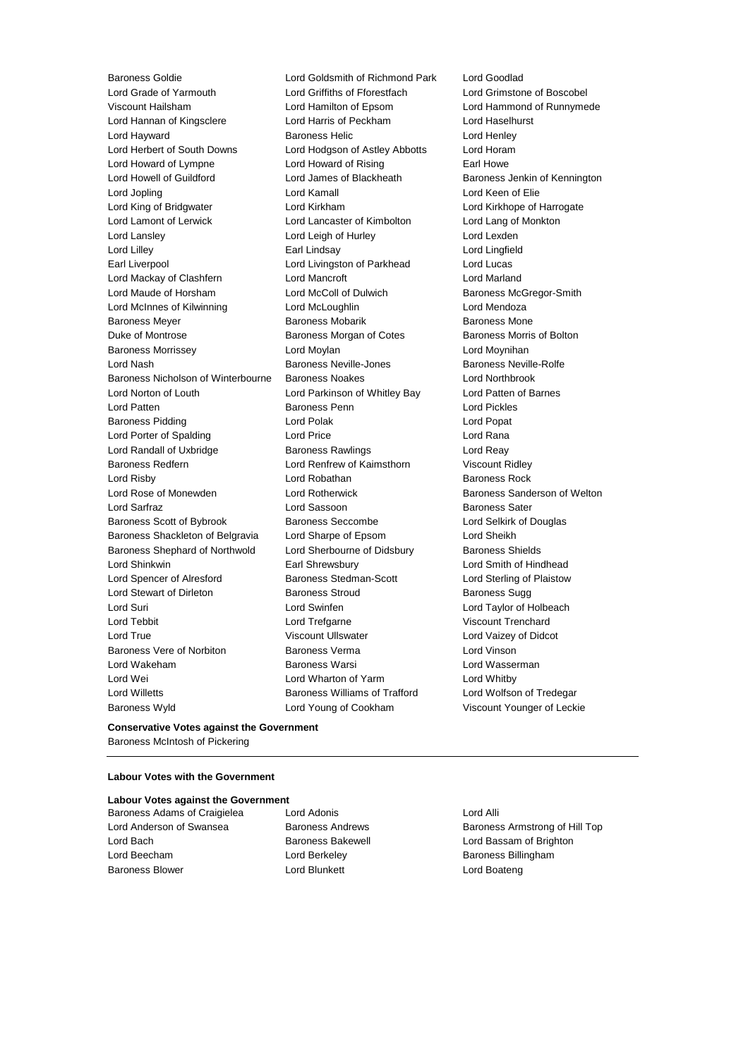Baroness Goldie
Lord Goldsmith of Richmond Park
Lord Goodlad
Lord Grade of Yarmouth
Lord Griffiths of Fforestfach
Lord Grimstone of Boscobel
Viscount Hailsham
Lord Hamilton of Epsom
Lord Hammond of Runnymede
Lord Hannan of Kingsclere
Lord Harris of Peckham
Lord Haselhurst
Lord Hayward
Baroness Helic
Lord Henley
Lord Herbert of South Downs
Lord Hodgson of Astley Abbotts
Lord Horam
Lord Howard of Lympne
Lord Howard of Rising
Earl Howe
Lord Howell of Guildford
Lord James of Blackheath
Baroness Jenkin of Kennington
Lord Jopling
Lord Kamall
Lord Keen of Elie
Lord King of Bridgwater
Lord Kirkham
Lord Kirkhope of Harrogate
Lord Lamont of Lerwick
Lord Lancaster of Kimbolton
Lord Lang of Monkton
Lord Lansley
Lord Leigh of Hurley
Lord Lexden
Lord Lilley
Earl Lindsay
Lord Lingfield
Earl Liverpool
Lord Livingston of Parkhead
Lord Lucas
Lord Mackay of Clashfern
Lord Mancroft
Lord Marland
Lord Maude of Horsham
Lord McColl of Dulwich
Baroness McGregor-Smith
Lord McInnes of Kilwinning
Lord McLoughlin
Lord Mendoza
Baroness Meyer
Baroness Mobarik
Baroness Mone
Duke of Montrose
Baroness Morgan of Cotes
Baroness Morris of Bolton
Baroness Morrissey
Lord Moylan
Lord Moynihan
Lord Nash
Baroness Neville-Jones
Baroness Neville-Rolfe
Baroness Nicholson of Winterbourne
Baroness Noakes
Lord Northbrook
Lord Norton of Louth
Lord Parkinson of Whitley Bay
Lord Patten of Barnes
Lord Patten
Baroness Penn
Lord Pickles
Baroness Pidding
Lord Polak
Lord Popat
Lord Porter of Spalding
Lord Price
Lord Rana
Lord Randall of Uxbridge
Baroness Rawlings
Lord Reay
Baroness Redfern
Lord Renfrew of Kaimsthorn
Viscount Ridley
Lord Risby
Lord Robathan
Baroness Rock
Lord Rose of Monewden
Lord Rotherwick
Baroness Sanderson of Welton
Lord Sarfraz
Lord Sassoon
Baroness Sater
Baroness Scott of Bybrook
Baroness Seccombe
Lord Selkirk of Douglas
Baroness Shackleton of Belgravia
Lord Sharpe of Epsom
Lord Sheikh
Baroness Shephard of Northwold
Lord Sherbourne of Didsbury
Baroness Shields
Lord Shinkwin
Earl Shrewsbury
Lord Smith of Hindhead
Lord Spencer of Alresford
Baroness Stedman-Scott
Lord Sterling of Plaistow
Lord Stewart of Dirleton
Baroness Stroud
Baroness Sugg
Lord Suri
Lord Swinfen
Lord Taylor of Holbeach
Lord Tebbit
Lord Trefgarne
Viscount Trenchard
Lord True
Viscount Ullswater
Lord Vaizey of Didcot
Baroness Vere of Norbiton
Baroness Verma
Lord Vinson
Lord Wakeham
Baroness Warsi
Lord Wasserman
Lord Wei
Lord Wharton of Yarm
Lord Whitby
Lord Willetts
Baroness Williams of Trafford
Lord Wolfson of Tredegar
Baroness Wyld
Lord Young of Cookham
Viscount Younger of Leckie

**Conservative Votes against the Government**

Baroness McIntosh of Pickering

---

**Labour Votes with the Government**

**Labour Votes against the Government**

Baroness Adams of Craigielea
Lord Adonis
Lord Alli
Lord Anderson of Swansea
Baroness Andrews
Baroness Armstrong of Hill Top
Lord Bach
Baroness Bakewell
Lord Bassam of Brighton
Lord Beecham
Lord Berkeley
Baroness Billingham
Baroness Blower
Lord Blunkett
Lord Boateng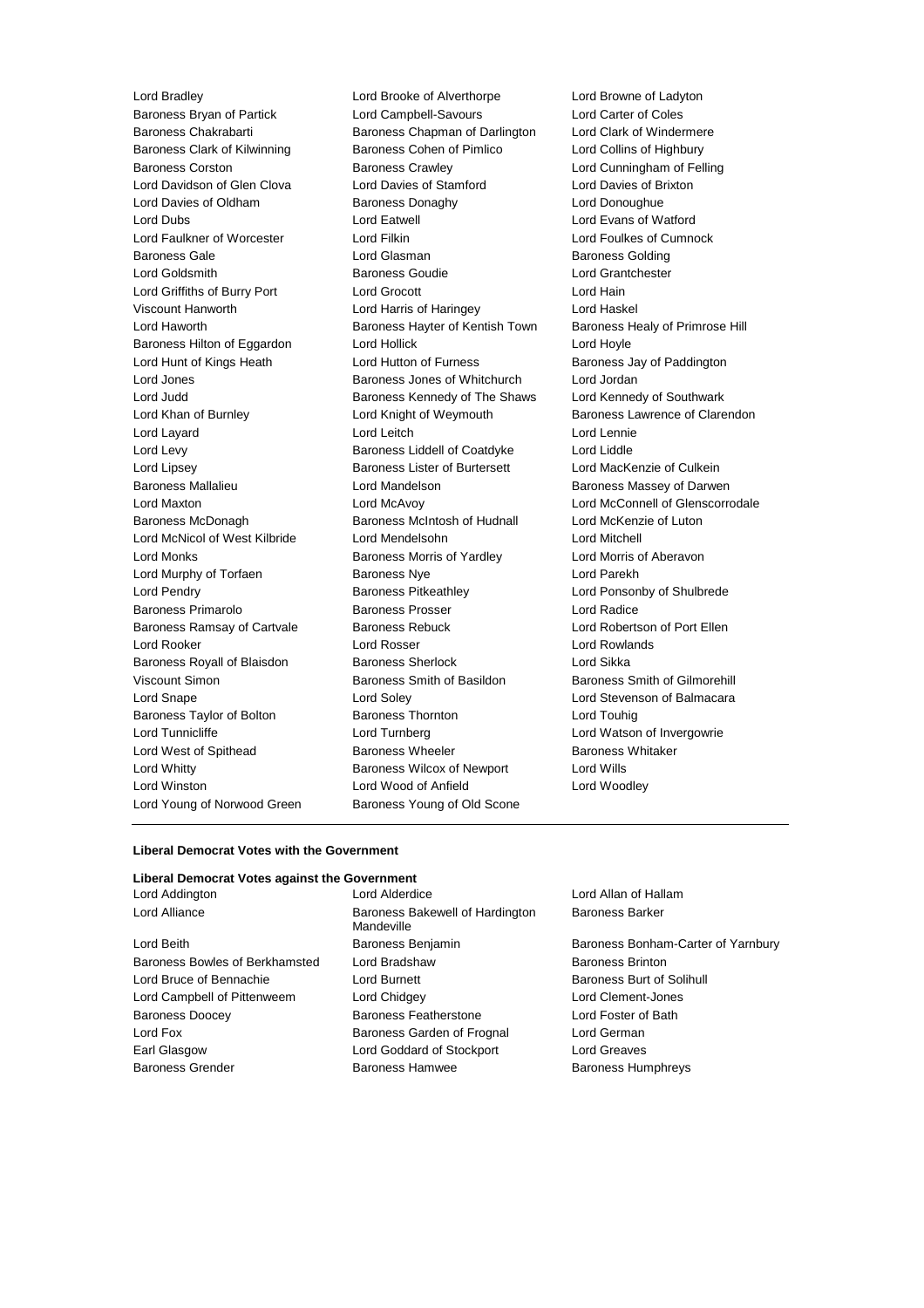Lord Bradley
Lord Brooke of Alverthorpe
Lord Browne of Ladyton
Baroness Bryan of Partick
Lord Campbell-Savours
Lord Carter of Coles
Baroness Chakrabarti
Baroness Chapman of Darlington
Lord Clark of Windermere
Baroness Clark of Kilwinning
Baroness Cohen of Pimlico
Lord Collins of Highbury
Baroness Corston
Baroness Crawley
Lord Cunningham of Felling
Lord Davidson of Glen Clova
Lord Davies of Stamford
Lord Davies of Brixton
Lord Davies of Oldham
Baroness Donaghy
Lord Donoughue
Lord Dubs
Lord Eatwell
Lord Evans of Watford
Lord Faulkner of Worcester
Lord Filkin
Lord Foulkes of Cumnock
Baroness Gale
Lord Glasman
Baroness Golding
Lord Goldsmith
Baroness Goudie
Lord Grantchester
Lord Griffiths of Burry Port
Lord Grocott
Lord Hain
Viscount Hanworth
Lord Harris of Haringey
Lord Haskel
Lord Haworth
Baroness Hayter of Kentish Town
Baroness Healy of Primrose Hill
Baroness Hilton of Eggardon
Lord Hollick
Lord Hoyle
Lord Hunt of Kings Heath
Lord Hutton of Furness
Baroness Jay of Paddington
Lord Jones
Baroness Jones of Whitchurch
Lord Jordan
Lord Judd
Baroness Kennedy of The Shaws
Lord Kennedy of Southwark
Lord Khan of Burnley
Lord Knight of Weymouth
Baroness Lawrence of Clarendon
Lord Layard
Lord Leitch
Lord Lennie
Lord Levy
Baroness Liddell of Coatdyke
Lord Liddle
Lord Lipsey
Baroness Lister of Burtersett
Lord MacKenzie of Culkein
Baroness Mallalieu
Lord Mandelson
Baroness Massey of Darwen
Lord Maxton
Lord McAvoy
Lord McConnell of Glenscorrodale
Baroness McDonagh
Baroness McIntosh of Hudnall
Lord McKenzie of Luton
Lord McNicol of West Kilbride
Lord Mendelsohn
Lord Mitchell
Lord Monks
Baroness Morris of Yardley
Lord Morris of Aberavon
Lord Murphy of Torfaen
Baroness Nye
Lord Parekh
Lord Pendry
Baroness Pitkeathley
Lord Ponsonby of Shulbrede
Baroness Primarolo
Baroness Prosser
Lord Radice
Baroness Ramsay of Cartvale
Baroness Rebuck
Lord Robertson of Port Ellen
Lord Rooker
Lord Rosser
Lord Rowlands
Baroness Royall of Blaisdon
Baroness Sherlock
Lord Sikka
Viscount Simon
Baroness Smith of Basildon
Baroness Smith of Gilmorehill
Lord Snape
Lord Soley
Lord Stevenson of Balmacara
Baroness Taylor of Bolton
Baroness Thornton
Lord Touhig
Lord Tunnicliffe
Lord Turnberg
Lord Watson of Invergowrie
Lord West of Spithead
Baroness Wheeler
Baroness Whitaker
Lord Whitty
Baroness Wilcox of Newport
Lord Wills
Lord Winston
Lord Wood of Anfield
Lord Woodley
Lord Young of Norwood Green
Baroness Young of Old Scone

**Liberal Democrat Votes with the Government**

**Liberal Democrat Votes against the Government**

Lord Addington
Lord Alderdice
Lord Allan of Hallam
Lord Alliance
Baroness Bakewell of Hardington Mandeville
Baroness Barker
Lord Beith
Baroness Benjamin
Baroness Bonham-Carter of Yarnbury
Baroness Bowles of Berkhamsted
Lord Bradshaw
Baroness Brinton
Lord Bruce of Bennachie
Lord Burnett
Baroness Burt of Solihull
Lord Campbell of Pittenweem
Lord Chidgey
Lord Clement-Jones
Baroness Doocey
Baroness Featherstone
Lord Foster of Bath
Lord Fox
Baroness Garden of Frognal
Lord German
Earl Glasgow
Lord Goddard of Stockport
Lord Greaves
Baroness Grender
Baroness Hamwee
Baroness Humphreys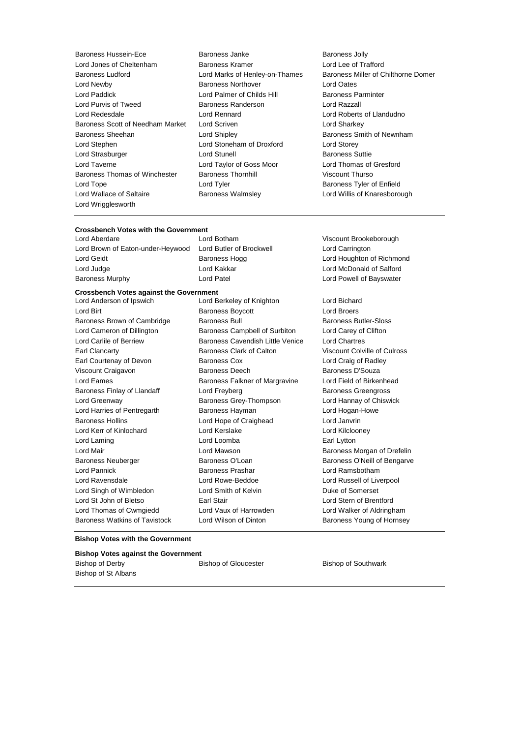Baroness Hussein-Ece
Baroness Janke
Baroness Jolly
Lord Jones of Cheltenham
Baroness Kramer
Lord Lee of Trafford
Baroness Ludford
Lord Marks of Henley-on-Thames
Baroness Miller of Chilthorne Domer
Lord Newby
Baroness Northover
Lord Oates
Lord Paddick
Lord Palmer of Childs Hill
Baroness Parminter
Lord Purvis of Tweed
Baroness Randerson
Lord Razzall
Lord Redesdale
Lord Rennard
Lord Roberts of Llandudno
Baroness Scott of Needham Market
Lord Scriven
Lord Sharkey
Baroness Sheehan
Lord Shipley
Baroness Smith of Newnham
Lord Stephen
Lord Stoneham of Droxford
Lord Storey
Lord Strasburger
Lord Stunell
Baroness Suttie
Lord Taverne
Lord Taylor of Goss Moor
Lord Thomas of Gresford
Baroness Thomas of Winchester
Baroness Thornhill
Viscount Thurso
Lord Tope
Lord Tyler
Baroness Tyler of Enfield
Lord Wallace of Saltaire
Baroness Walmsley
Lord Willis of Knaresborough
Lord Wrigglesworth

---

**Crossbench Votes with the Government**

Lord Aberdare
Lord Botham
Viscount Brookeborough
Lord Brown of Eaton-under-Heywood
Lord Butler of Brockwell
Lord Carrington
Lord Geidt
Baroness Hogg
Lord Houghton of Richmond
Lord Judge
Lord Kakkar
Lord McDonald of Salford
Baroness Murphy
Lord Patel
Lord Powell of Bayswater

**Crossbench Votes against the Government**

Lord Anderson of Ipswich
Lord Berkeley of Knighton
Lord Bichard
Lord Birt
Baroness Boycott
Lord Broers
Baroness Brown of Cambridge
Baroness Bull
Baroness Butler-Sloss
Lord Cameron of Dillington
Baroness Campbell of Surbiton
Lord Carey of Clifton
Lord Carlile of Berriew
Baroness Cavendish Little Venice
Lord Chartres
Earl Clancarty
Baroness Clark of Calton
Viscount Colville of Culross
Earl Courtenay of Devon
Baroness Cox
Lord Craig of Radley
Viscount Craigavon
Baroness Deech
Baroness D'Souza
Lord Eames
Baroness Falkner of Margravine
Lord Field of Birkenhead
Baroness Finlay of Llandaff
Lord Freyberg
Baroness Greengross
Lord Greenway
Baroness Grey-Thompson
Lord Hannay of Chiswick
Lord Harries of Pentregarth
Baroness Hayman
Lord Hogan-Howe
Baroness Hollins
Lord Hope of Craighead
Lord Janvrin
Lord Kerr of Kinlochard
Lord Kerslake
Lord Kilclooney
Lord Laming
Lord Loomba
Earl Lytton
Lord Mair
Lord Mawson
Baroness Morgan of Drefelin
Baroness Neuberger
Baroness O'Loan
Baroness O'Neill of Bengarve
Lord Pannick
Baroness Prashar
Lord Ramsbotham
Lord Ravensdale
Lord Rowe-Beddoe
Lord Russell of Liverpool
Lord Singh of Wimbledon
Lord Smith of Kelvin
Duke of Somerset
Lord St John of Bletso
Earl Stair
Lord Stern of Brentford
Lord Thomas of Cwmgiedd
Lord Vaux of Harrowden
Lord Walker of Aldringham
Baroness Watkins of Tavistock
Lord Wilson of Dinton
Baroness Young of Hornsey

---

**Bishop Votes with the Government**

**Bishop Votes against the Government**

Bishop of Derby
Bishop of Gloucester
Bishop of Southwark
Bishop of St Albans

---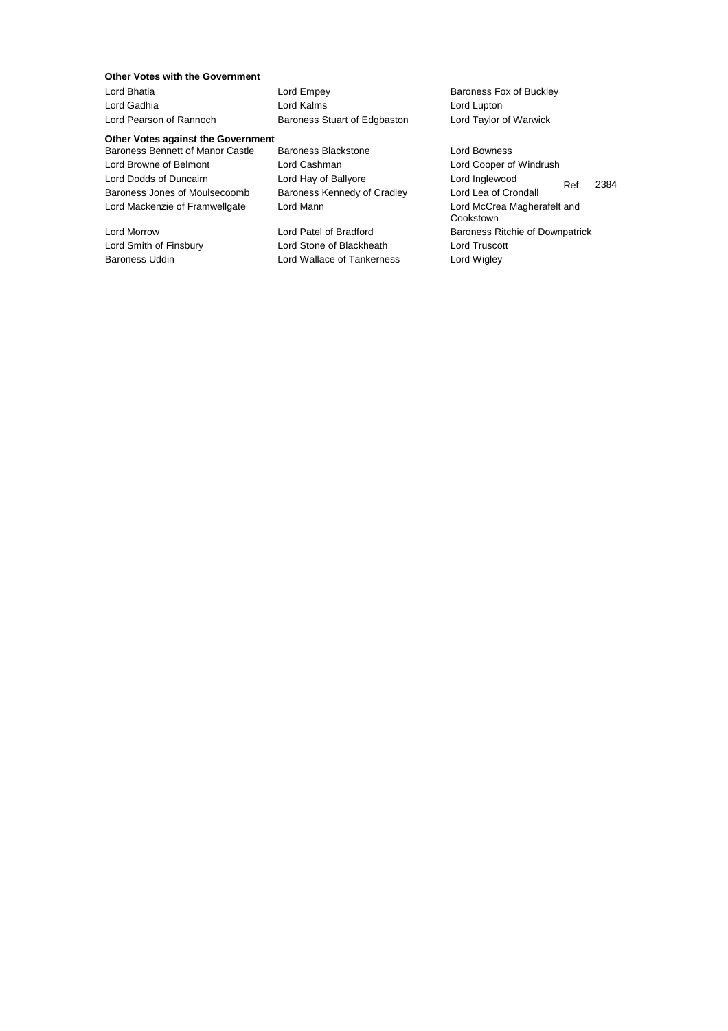**Other Votes with the Government**

| | | |
|---|---|---|
| Lord Bhatia | Lord Empey | Baroness Fox of Buckley |
| Lord Gadhia | Lord Kalms | Lord Lupton |
| Lord Pearson of Rannoch | Baroness Stuart of Edgbaston | Lord Taylor of Warwick |

**Other Votes against the Government**

| | | |
|---|---|---|
| Baroness Bennett of Manor Castle | Baroness Blackstone | Lord Bowness |
| Lord Browne of Belmont | Lord Cashman | Lord Cooper of Windrush |
| Lord Dodds of Duncairn | Lord Hay of Ballyore | Lord Inglewood |
| Baroness Jones of Moulsecoomb | Baroness Kennedy of Cradley | Lord Lea of Crondall |
| Lord Mackenzie of Framwellgate | Lord Mann | Lord McCrea Magherafelt and Cookstown |
| Lord Morrow | Lord Patel of Bradford | Baroness Ritchie of Downpatrick |
| Lord Smith of Finsbury | Lord Stone of Blackheath | Lord Truscott |
| Baroness Uddin | Lord Wallace of Tankerness | Lord Wigley |

Ref: 2384